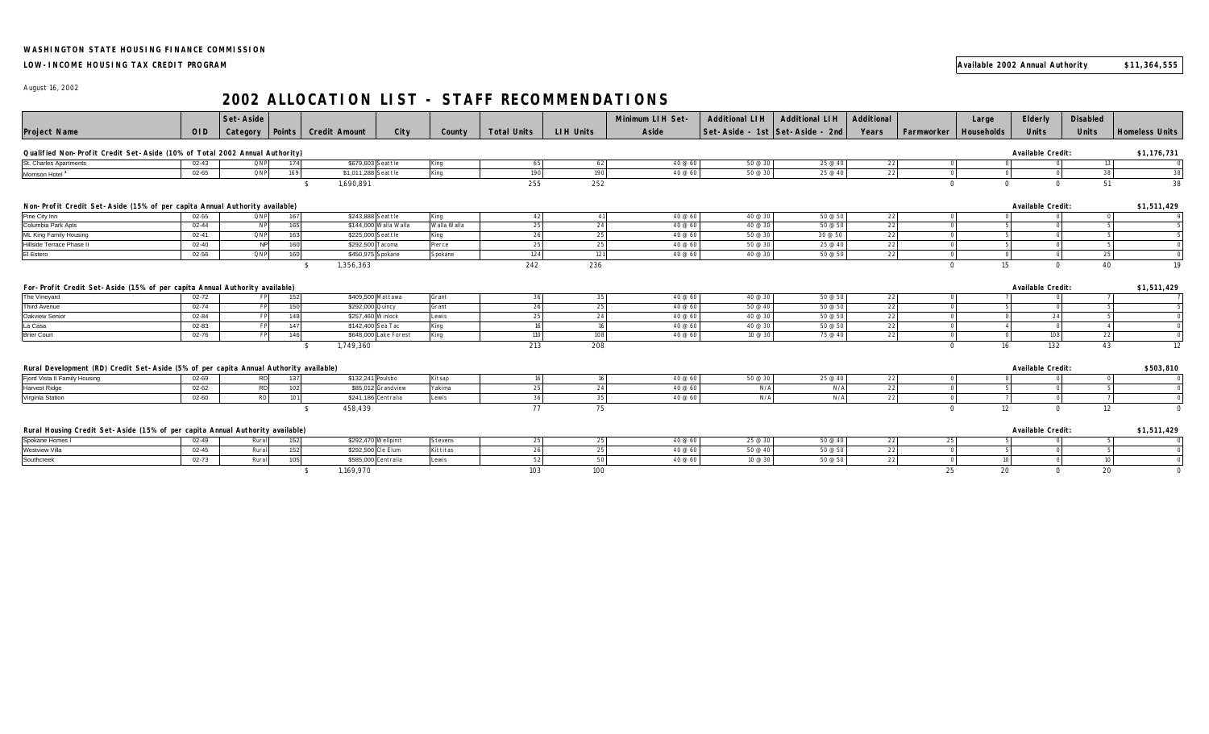**WASHINGTON STATE HOUSING FINANCE COMMISSION**

**LOW-INCOME HOUSING TAX CREDIT PROGRAM**

**Available 2002 Annual Authority** **$11,364,555**

August 16, 2002

# 2002 ALLOCATION LIST - STAFF RECOMMENDATIONS

| Project Name | OID | Set-Aside Category | Points | Credit Amount | City | County | Total Units | LIH Units | Minimum LIH Set-Aside | Additional LIH Set-Aside - 1st | Additional LIH Set-Aside - 2nd | Additional Years | Farmworker | Large Households | Elderly Units | Disabled Units | Homeless Units |
|---|---|---|---|---|---|---|---|---|---|---|---|---|---|---|---|---|---|
| **Qualified Non-Profit Credit Set-Aside (10% of Total 2002 Annual Authority)** | | | | | | | | | | | | | | | **Available Credit:** | | **$1,176,731** |
| St. Charles Apartments | 02-43 | QNP | 174 | $679,603 | Seattle | King | 65 | 62 | 40 @ 60 | 50 @ 30 | 25 @ 40 | 22 | 0 | 0 | 0 | 13 | 0 |
| Morrison Hotel [1] | 02-65 | QNP | 169 | $1,011,288 | Seattle | King | 190 | 190 | 40 @ 60 | 50 @ 30 | 25 @ 40 | 22 | 0 | 0 | 0 | 38 | 38 |
| | | | | $ 1,690,891 | | | 255 | 252 | | | | | 0 | 0 | 0 | 51 | 38 |
| **Non-Profit Credit Set-Aside (15% of per capita Annual Authority available)** | | | | | | | | | | | | | | | **Available Credit:** | | **$1,511,429** |
| Pine City Inn | 02-55 | QNP | 167 | $243,888 | Seattle | King | 42 | 41 | 40 @ 60 | 40 @ 30 | 50 @ 50 | 22 | 0 | 0 | 0 | 0 | 9 |
| Columbia Park Apts | 02-44 | NP | 165 | $144,000 | Walla Walla | Walla Walla | 25 | 24 | 40 @ 60 | 40 @ 30 | 50 @ 50 | 22 | 0 | 5 | 0 | 5 | 5 |
| ML King Family Housing | 02-41 | QNP | 163 | $225,000 | Seattle | King | 26 | 25 | 40 @ 60 | 50 @ 30 | 30 @ 50 | 22 | 0 | 5 | 0 | 5 | 5 |
| Hillside Terrace Phase II | 02-40 | NP | 160 | $292,500 | Tacoma | Pierce | 25 | 25 | 40 @ 60 | 50 @ 30 | 25 @ 40 | 22 | 0 | 5 | 0 | 5 | 0 |
| El Estero | 02-56 | QNP | 160 | $450,975 | Spokane | Spokane | 124 | 121 | 40 @ 60 | 40 @ 30 | 50 @ 50 | 22 | 0 | 0 | 0 | 25 | 0 |
| | | | | $ 1,356,363 | | | 242 | 236 | | | | | 0 | 15 | 0 | 40 | 19 |
| **For-Profit Credit Set-Aside (15% of per capita Annual Authority available)** | | | | | | | | | | | | | | | **Available Credit:** | | **$1,511,429** |
| The Vineyard | 02-72 | FP | 152 | $409,500 | Mattawa | Grant | 36 | 35 | 40 @ 60 | 40 @ 30 | 50 @ 50 | 22 | 0 | 7 | 0 | 7 | 7 |
| Third Avenue | 02-74 | FP | 150 | $292,000 | Quincy | Grant | 26 | 25 | 40 @ 60 | 50 @ 40 | 50 @ 50 | 22 | 0 | 5 | 0 | 5 | 5 |
| Oakview Senior | 02-84 | FP | 148 | $257,460 | Winlock | Lewis | 25 | 24 | 40 @ 60 | 40 @ 30 | 50 @ 50 | 22 | 0 | 0 | 24 | 5 | 0 |
| La Casa | 02-83 | FP | 147 | $142,400 | Sea Tac | King | 16 | 16 | 40 @ 60 | 40 @ 30 | 50 @ 50 | 22 | 0 | 4 | 0 | 4 | 0 |
| Brier Court | 02-76 | FP | 146 | $648,000 | Lake Forest | King | 110 | 108 | 40 @ 60 | 10 @ 30 | 75 @ 40 | 22 | 0 | 0 | 108 | 22 | 0 |
| | | | | $ 1,749,360 | | | 213 | 208 | | | | | 0 | 16 | 132 | 43 | 12 |
| **Rural Development (RD) Credit Set-Aside (5% of per capita Annual Authority available)** | | | | | | | | | | | | | | | **Available Credit:** | | **$503,810** |
| Fjord Vista II Family Housing | 02-69 | RD | 137 | $132,241 | Poulsbo | Kitsap | 16 | 16 | 40 @ 60 | 50 @ 30 | 25 @ 40 | 22 | 0 | 0 | 0 | 0 | 0 |
| Harvest Ridge | 02-62 | RD | 102 | $85,012 | Grandview | Yakima | 25 | 24 | 40 @ 60 | N/A | N/A | 22 | 0 | 5 | 0 | 5 | 0 |
| Virginia Station | 02-60 | RD | 101 | $241,186 | Centralia | Lewis | 36 | 35 | 40 @ 60 | N/A | N/A | 22 | 0 | 7 | 0 | 7 | 0 |
| | | | | $ 458,439 | | | 77 | 75 | | | | | 0 | 12 | 0 | 12 | 0 |
| **Rural Housing Credit Set-Aside (15% of per capita Annual Authority available)** | | | | | | | | | | | | | | | **Available Credit:** | | **$1,511,429** |
| Spokane Homes I | 02-49 | Rural | 152 | $292,470 | Wellpinit | Stevens | 25 | 25 | 40 @ 60 | 25 @ 30 | 50 @ 40 | 22 | 25 | 5 | 0 | 5 | 0 |
| Westview Villa | 02-45 | Rural | 152 | $292,500 | Cle Elum | Kittitas | 26 | 25 | 40 @ 60 | 50 @ 40 | 50 @ 50 | 22 | 0 | 5 | 0 | 5 | 0 |
| Southcreek | 02-73 | Rural | 105 | $585,000 | Centralia | Lewis | 52 | 50 | 40 @ 60 | 10 @ 30 | 50 @ 50 | 22 | 0 | 10 | 0 | 10 | 0 |
| | | | | $ 1,169,970 | | | 103 | 100 | | | | | 25 | 20 | 0 | 20 | 0 |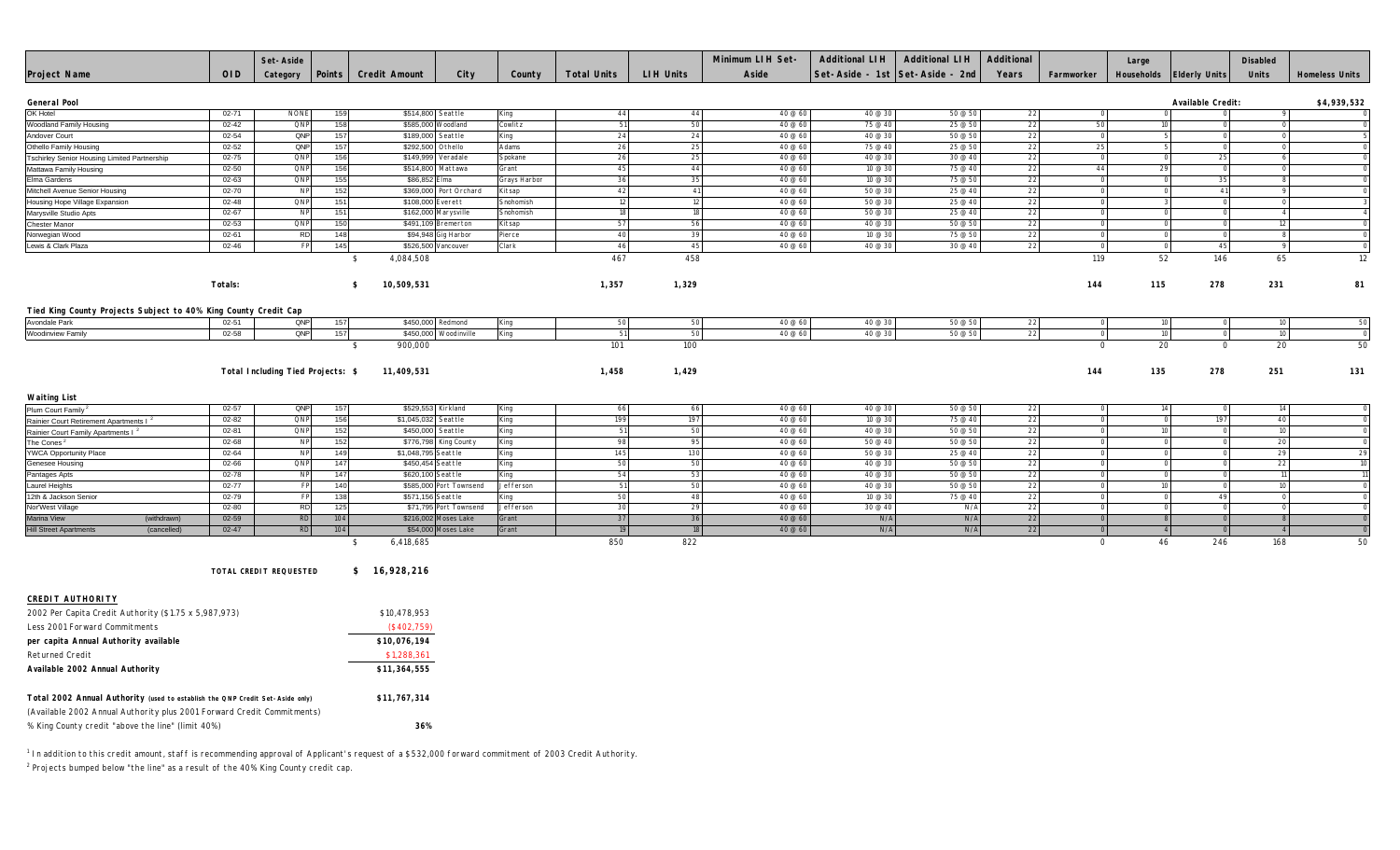| Project Name | OID | Set-Aside Category | Points | Credit Amount | City | County | Total Units | LIH Units | Minimum LIH Set-Aside | Additional LIH Set-Aside - 1st | Additional LIH Set-Aside - 2nd | Additional Years | Farmworker | Large Households | Elderly Units | Disabled Units | Homeless Units |
|---|---|---|---|---|---|---|---|---|---|---|---|---|---|---|---|---|---|
| **General Pool** | | | | | | | | | | | | | | | Available Credit: | | $4,939,532 |
| OK Hotel | 02-71 | NONE | 159 | $514,800 | Seattle | King | 44 | 44 | 40 @ 60 | 40 @ 30 | 50 @ 50 | 22 | 0 | 0 | 0 | 9 | 0 |
| Woodland Family Housing | 02-42 | QNP | 158 | $585,000 | Woodland | Cowlitz | 51 | 50 | 40 @ 60 | 75 @ 40 | 25 @ 50 | 22 | 50 | 10 | 0 | 0 | 0 |
| Andover Court | 02-54 | QNP | 157 | $189,000 | Seattle | King | 24 | 24 | 40 @ 60 | 40 @ 30 | 50 @ 50 | 22 | 0 | 5 | 0 | 0 | 5 |
| Othello Family Housing | 02-52 | QNP | 157 | $292,500 | Othello | Adams | 26 | 25 | 40 @ 60 | 75 @ 40 | 25 @ 50 | 22 | 25 | 5 | 0 | 0 | 0 |
| Tschirley Senior Housing Limited Partnership | 02-75 | QNP | 156 | $149,999 | Veradale | Spokane | 26 | 25 | 40 @ 60 | 40 @ 30 | 30 @ 40 | 22 | 0 | 0 | 25 | 6 | 0 |
| Mattawa Family Housing | 02-50 | QNP | 156 | $514,800 | Mattawa | Grant | 45 | 44 | 40 @ 60 | 10 @ 30 | 75 @ 40 | 22 | 44 | 29 | 0 | 0 | 0 |
| Elma Gardens | 02-63 | QNP | 155 | $86,852 | Elma | Grays Harbor | 36 | 35 | 40 @ 60 | 10 @ 30 | 75 @ 50 | 22 | 0 | 0 | 35 | 8 | 0 |
| Mitchell Avenue Senior Housing | 02-70 | NP | 152 | $369,000 | Port Orchard | Kitsap | 42 | 41 | 40 @ 60 | 50 @ 30 | 25 @ 40 | 22 | 0 | 0 | 41 | 9 | 0 |
| Housing Hope Village Expansion | 02-48 | QNP | 151 | $108,000 | Everett | Snohomish | 12 | 12 | 40 @ 60 | 50 @ 30 | 25 @ 40 | 22 | 0 | 3 | 0 | 0 | 3 |
| Marysville Studio Apts | 02-67 | NP | 151 | $162,000 | Marysville | Snohomish | 18 | 18 | 40 @ 60 | 50 @ 30 | 25 @ 40 | 22 | 0 | 0 | 0 | 4 | 4 |
| Chester Manor | 02-53 | QNP | 150 | $491,109 | Bremerton | Kitsap | 57 | 56 | 40 @ 60 | 40 @ 30 | 50 @ 50 | 22 | 0 | 0 | 0 | 12 | 0 |
| Norwegian Wood | 02-61 | RD | 148 | $94,948 | Gig Harbor | Pierce | 40 | 39 | 40 @ 60 | 10 @ 30 | 75 @ 50 | 22 | 0 | 0 | 0 | 8 | 0 |
| Lewis & Clark Plaza | 02-46 | FP | 145 | $526,500 | Vancouver | Clark | 46 | 45 | 40 @ 60 | 40 @ 30 | 30 @ 40 | 22 | 0 | 0 | 45 | 9 | 0 |
| | | | | $ 4,084,508 | | | 467 | 458 | | | | | 119 | 52 | 146 | 65 | 12 |
| | Totals: | | | $ 10,509,531 | | | 1,357 | 1,329 | | | | | 144 | 115 | 278 | 231 | 81 |
| **Tied King County Projects Subject to 40% King County Credit Cap** | | | | | | | | | | | | | | | | | |
| Avondale Park | 02-51 | QNP | 157 | $450,000 | Redmond | King | 50 | 50 | 40 @ 60 | 40 @ 30 | 50 @ 50 | 22 | 0 | 10 | 0 | 10 | 50 |
| Woodinview Family | 02-58 | QNP | 157 | $450,000 | Woodinville | King | 51 | 50 | 40 @ 60 | 40 @ 30 | 50 @ 50 | 22 | 0 | 10 | 0 | 10 | 0 |
| | | | | $ 900,000 | | | 101 | 100 | | | | | 0 | 20 | 0 | 20 | 50 |
| | Total Including Tied Projects: | | | $ 11,409,531 | | | 1,458 | 1,429 | | | | | 144 | 135 | 278 | 251 | 131 |
| **Waiting List** | | | | | | | | | | | | | | | | | |
| Plum Court Family [2] | 02-57 | QNP | 157 | $529,553 | Kirkland | King | 66 | 66 | 40 @ 60 | 40 @ 30 | 50 @ 50 | 22 | 0 | 14 | 0 | 14 | 0 |
| Rainier Court Retirement Apartments I [2] | 02-82 | QNP | 156 | $1,045,032 | Seattle | King | 199 | 197 | 40 @ 60 | 10 @ 30 | 75 @ 40 | 22 | 0 | 0 | 197 | 40 | 0 |
| Rainier Court Family Apartments I [2] | 02-81 | QNP | 152 | $450,000 | Seattle | King | 51 | 50 | 40 @ 60 | 40 @ 30 | 50 @ 50 | 22 | 0 | 10 | 0 | 10 | 0 |
| The Cones [2] | 02-68 | NP | 152 | $776,798 | King County | King | 98 | 95 | 40 @ 60 | 50 @ 40 | 50 @ 50 | 22 | 0 | 0 | 0 | 20 | 0 |
| YWCA Opportunity Place | 02-64 | NP | 149 | $1,048,795 | Seattle | King | 145 | 130 | 40 @ 60 | 50 @ 30 | 25 @ 40 | 22 | 0 | 0 | 0 | 29 | 29 |
| Genesee Housing | 02-66 | QNP | 147 | $450,454 | Seattle | King | 50 | 50 | 40 @ 60 | 40 @ 30 | 50 @ 50 | 22 | 0 | 0 | 0 | 22 | 10 |
| Pantages Apts | 02-78 | NP | 147 | $620,100 | Seattle | King | 54 | 53 | 40 @ 60 | 40 @ 30 | 50 @ 50 | 22 | 0 | 0 | 0 | 11 | 11 |
| Laurel Heights | 02-77 | FP | 140 | $585,000 | Port Townsend | Jefferson | 51 | 50 | 40 @ 60 | 40 @ 30 | 50 @ 50 | 22 | 0 | 10 | 0 | 10 | 0 |
| 12th & Jackson Senior | 02-79 | FP | 138 | $571,156 | Seattle | King | 50 | 48 | 40 @ 60 | 10 @ 30 | 75 @ 40 | 22 | 0 | 0 | 49 | 0 | 0 |
| NorWest Village | 02-80 | RD | 125 | $71,795 | Port Townsend | Jefferson | 30 | 29 | 40 @ 60 | 30 @ 40 | N/A | 22 | 0 | 0 | 0 | 0 | 0 |
| Marina View (withdrawn) | 02-59 | RD | 104 | $216,002 | Moses Lake | Grant | 37 | 36 | 40 @ 60 | N/A | N/A | 22 | 0 | 8 | 0 | 8 | 0 |
| Hill Street Apartments (cancelled) | 02-47 | RD | 104 | $54,000 | Moses Lake | Grant | 19 | 18 | 40 @ 60 | N/A | N/A | 22 | 0 | 4 | 0 | 4 | 0 |
| | | | | $ 6,418,685 | | | 850 | 822 | | | | | 0 | 46 | 246 | 168 | 50 |

**TOTAL CREDIT REQUESTED** $ 16,928,216

**CREDIT AUTHORITY**

| | |
|---|---|
| 2002 Per Capita Credit Authority ($1.75 x 5,987,973) | $10,478,953 |
| Less 2001 Forward Commitments | ($402,759) |
| **per capita Annual Authority available** | **$10,076,194** |
| Returned Credit | $1,288,361 |
| **Available 2002 Annual Authority** | **$11,364,555** |
| | |
| **Total 2002 Annual Authority** (used to establish the QNP Credit Set-Aside only) | **$11,767,314** |
| (Available 2002 Annual Authority plus 2001 Forward Credit Commitments) | |
| % King County credit "above the line" (limit 40%) | **36%** |

[1] In addition to this credit amount, staff is recommending approval of Applicant's request of a $532,000 forward commitment of 2003 Credit Authority.

[2] Projects bumped below "the line" as a result of the 40% King County credit cap.